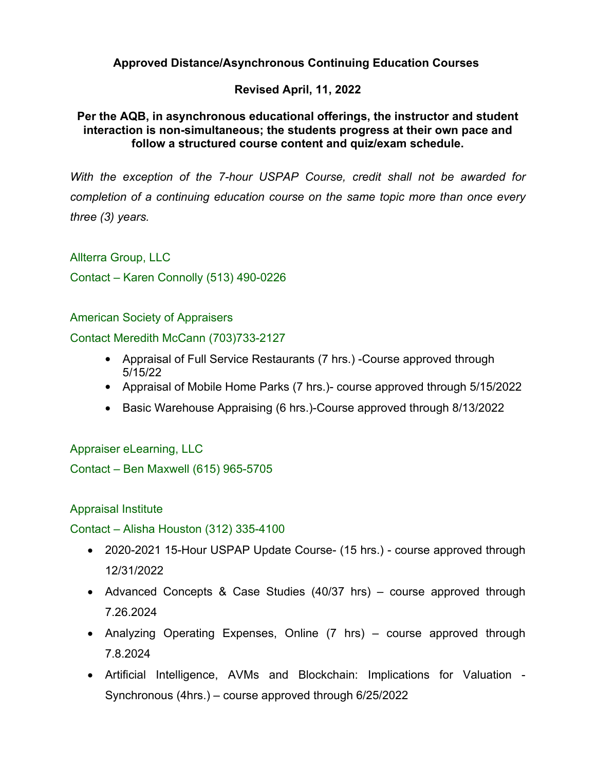**Approved Distance/Asynchronous Continuing Education Courses**

**Revised April, 11, 2022**

**Per the AQB, in asynchronous educational offerings, the instructor and student interaction is non-simultaneous; the students progress at their own pace and follow a structured course content and quiz/exam schedule.**

*With the exception of the 7-hour USPAP Course, credit shall not be awarded for completion of a continuing education course on the same topic more than once every three (3) years.*

Allterra Group, LLC

Contact – Karen Connolly (513) 490-0226

American Society of Appraisers

Contact Meredith McCann (703)733-2127

- Appraisal of Full Service Restaurants (7 hrs.) -Course approved through 5/15/22
- Appraisal of Mobile Home Parks (7 hrs.)- course approved through 5/15/2022
- Basic Warehouse Appraising (6 hrs.)-Course approved through 8/13/2022

Appraiser eLearning, LLC

Contact – Ben Maxwell (615) 965-5705

Appraisal Institute

Contact – Alisha Houston (312) 335-4100

- 2020-2021 15-Hour USPAP Update Course- (15 hrs.) - course approved through 12/31/2022
- Advanced Concepts & Case Studies (40/37 hrs) – course approved through 7.26.2024
- Analyzing Operating Expenses, Online (7 hrs) – course approved through 7.8.2024
- Artificial Intelligence, AVMs and Blockchain: Implications for Valuation - Synchronous (4hrs.) – course approved through 6/25/2022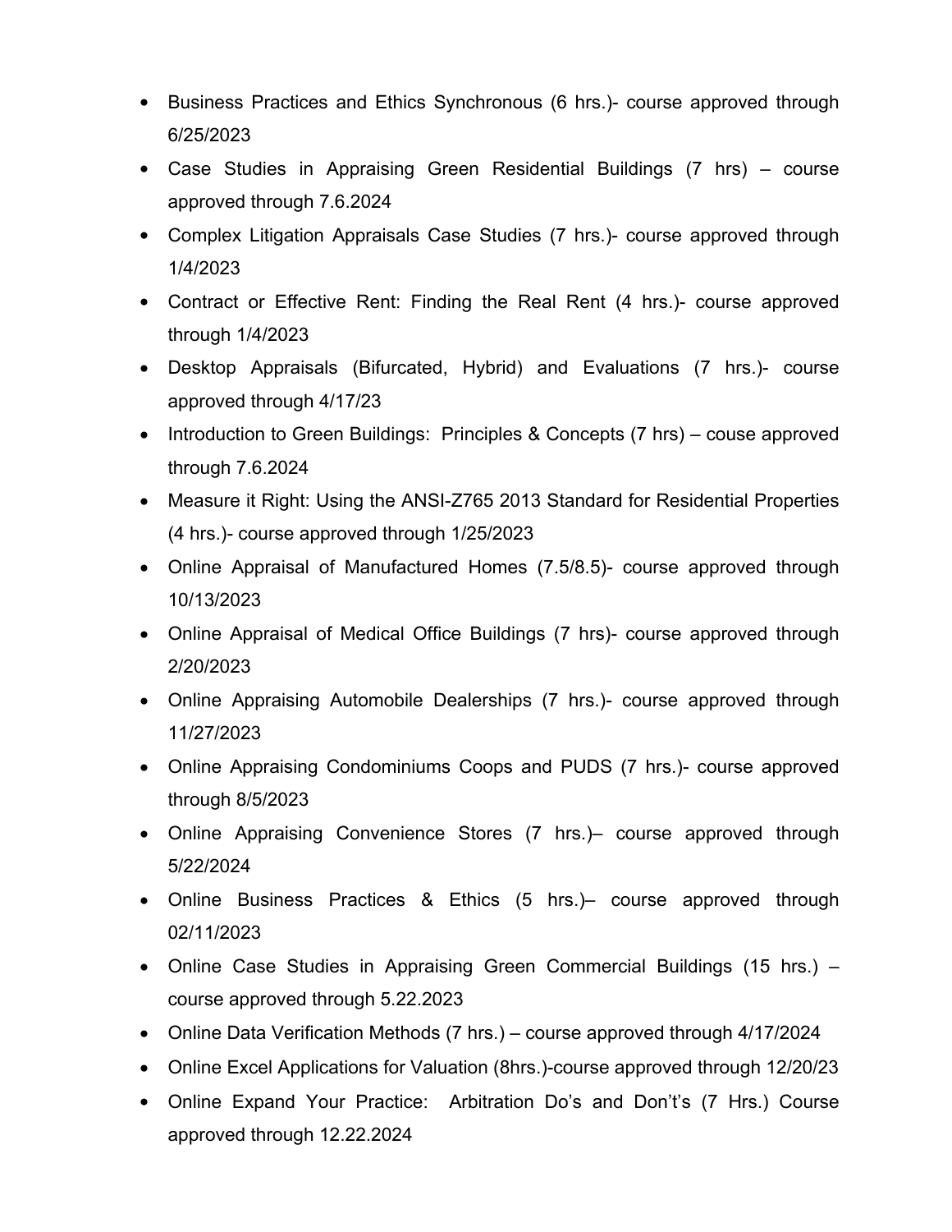- Business Practices and Ethics Synchronous (6 hrs.)- course approved through 6/25/2023
- Case Studies in Appraising Green Residential Buildings (7 hrs) – course approved through 7.6.2024
- Complex Litigation Appraisals Case Studies (7 hrs.)- course approved through 1/4/2023
- Contract or Effective Rent: Finding the Real Rent (4 hrs.)- course approved through 1/4/2023
- Desktop Appraisals (Bifurcated, Hybrid) and Evaluations (7 hrs.)- course approved through 4/17/23
- Introduction to Green Buildings: Principles & Concepts (7 hrs) – couse approved through 7.6.2024
- Measure it Right: Using the ANSI-Z765 2013 Standard for Residential Properties (4 hrs.)- course approved through 1/25/2023
- Online Appraisal of Manufactured Homes (7.5/8.5)- course approved through 10/13/2023
- Online Appraisal of Medical Office Buildings (7 hrs)- course approved through 2/20/2023
- Online Appraising Automobile Dealerships (7 hrs.)- course approved through 11/27/2023
- Online Appraising Condominiums Coops and PUDS (7 hrs.)- course approved through 8/5/2023
- Online Appraising Convenience Stores (7 hrs.)– course approved through 5/22/2024
- Online Business Practices & Ethics (5 hrs.)– course approved through 02/11/2023
- Online Case Studies in Appraising Green Commercial Buildings (15 hrs.) – course approved through 5.22.2023
- Online Data Verification Methods (7 hrs.) – course approved through 4/17/2024
- Online Excel Applications for Valuation (8hrs.)-course approved through 12/20/23
- Online Expand Your Practice: Arbitration Do's and Don't's (7 Hrs.) Course approved through 12.22.2024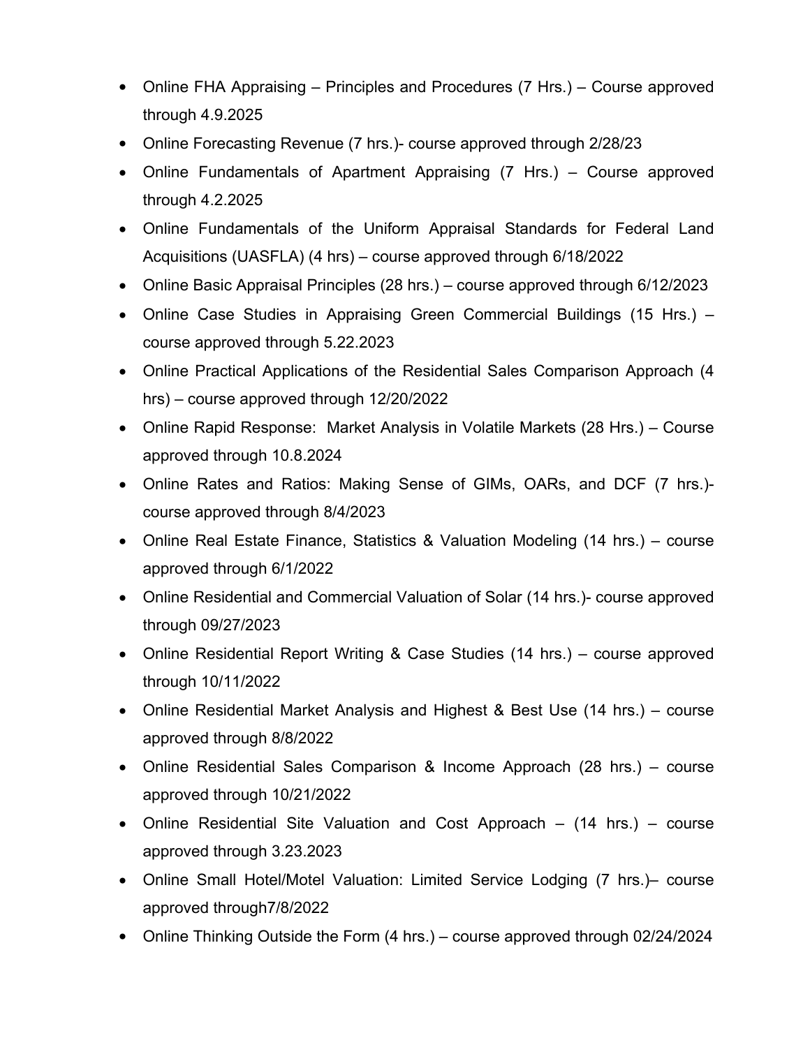- Online FHA Appraising – Principles and Procedures (7 Hrs.) – Course approved through 4.9.2025
- Online Forecasting Revenue (7 hrs.)- course approved through 2/28/23
- Online Fundamentals of Apartment Appraising (7 Hrs.) – Course approved through 4.2.2025
- Online Fundamentals of the Uniform Appraisal Standards for Federal Land Acquisitions (UASFLA) (4 hrs) – course approved through 6/18/2022
- Online Basic Appraisal Principles (28 hrs.) – course approved through 6/12/2023
- Online Case Studies in Appraising Green Commercial Buildings (15 Hrs.) – course approved through 5.22.2023
- Online Practical Applications of the Residential Sales Comparison Approach (4 hrs) – course approved through 12/20/2022
- Online Rapid Response: Market Analysis in Volatile Markets (28 Hrs.) – Course approved through 10.8.2024
- Online Rates and Ratios: Making Sense of GIMs, OARs, and DCF (7 hrs.)- course approved through 8/4/2023
- Online Real Estate Finance, Statistics & Valuation Modeling (14 hrs.) – course approved through 6/1/2022
- Online Residential and Commercial Valuation of Solar (14 hrs.)- course approved through 09/27/2023
- Online Residential Report Writing & Case Studies (14 hrs.) – course approved through 10/11/2022
- Online Residential Market Analysis and Highest & Best Use (14 hrs.) – course approved through 8/8/2022
- Online Residential Sales Comparison & Income Approach (28 hrs.) – course approved through 10/21/2022
- Online Residential Site Valuation and Cost Approach – (14 hrs.) – course approved through 3.23.2023
- Online Small Hotel/Motel Valuation: Limited Service Lodging (7 hrs.)– course approved through7/8/2022
- Online Thinking Outside the Form (4 hrs.) – course approved through 02/24/2024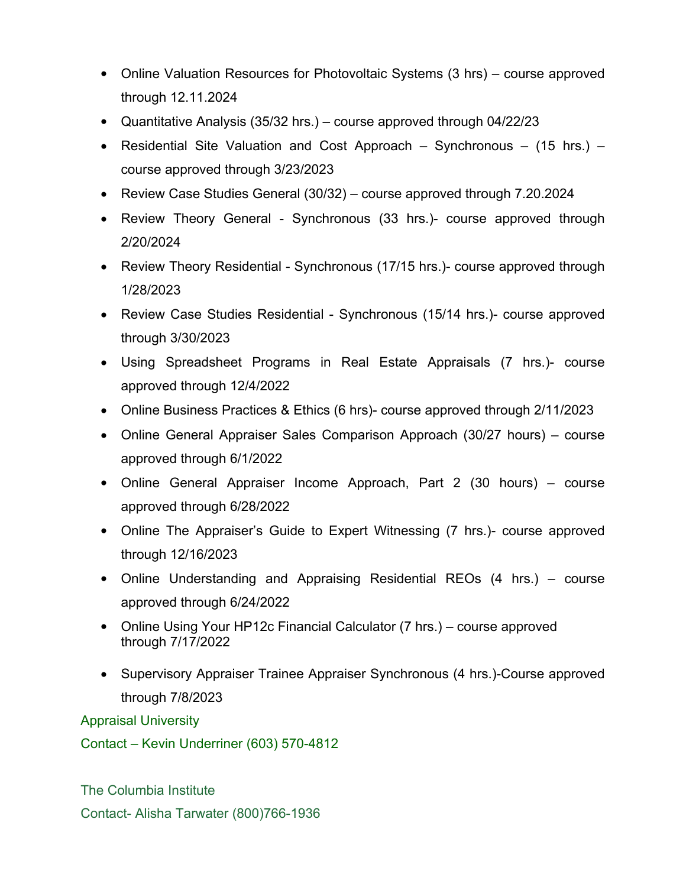- Online Valuation Resources for Photovoltaic Systems (3 hrs) – course approved through 12.11.2024
- Quantitative Analysis (35/32 hrs.) – course approved through 04/22/23
- Residential Site Valuation and Cost Approach – Synchronous – (15 hrs.) – course approved through 3/23/2023
- Review Case Studies General (30/32) – course approved through 7.20.2024
- Review Theory General - Synchronous (33 hrs.)- course approved through 2/20/2024
- Review Theory Residential - Synchronous (17/15 hrs.)- course approved through 1/28/2023
- Review Case Studies Residential - Synchronous (15/14 hrs.)- course approved through 3/30/2023
- Using Spreadsheet Programs in Real Estate Appraisals (7 hrs.)- course approved through 12/4/2022
- Online Business Practices & Ethics (6 hrs)- course approved through 2/11/2023
- Online General Appraiser Sales Comparison Approach (30/27 hours) – course approved through 6/1/2022
- Online General Appraiser Income Approach, Part 2 (30 hours) – course approved through 6/28/2022
- Online The Appraiser's Guide to Expert Witnessing (7 hrs.)- course approved through 12/16/2023
- Online Understanding and Appraising Residential REOs (4 hrs.) – course approved through 6/24/2022
- Online Using Your HP12c Financial Calculator (7 hrs.) – course approved through 7/17/2022
- Supervisory Appraiser Trainee Appraiser Synchronous (4 hrs.)-Course approved through 7/8/2023

Appraisal University

Contact – Kevin Underriner (603) 570-4812

The Columbia Institute

Contact- Alisha Tarwater (800)766-1936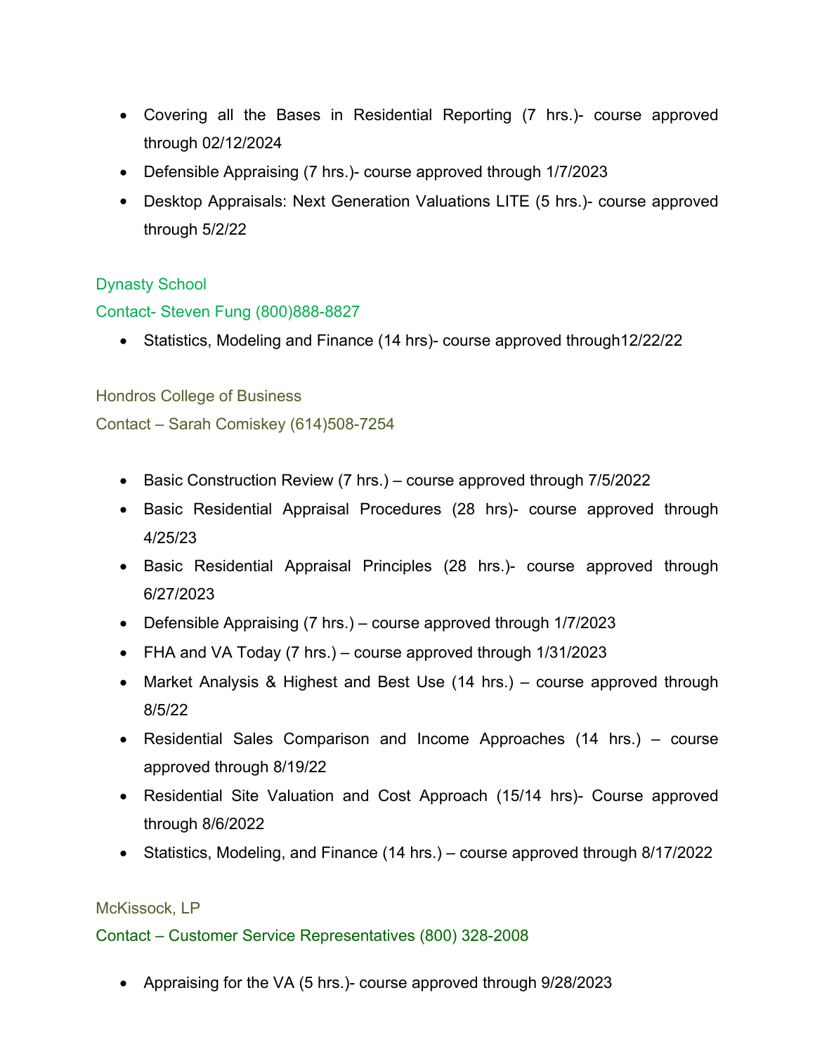- Covering all the Bases in Residential Reporting (7 hrs.)- course approved through 02/12/2024
- Defensible Appraising (7 hrs.)- course approved through 1/7/2023
- Desktop Appraisals: Next Generation Valuations LITE (5 hrs.)- course approved through 5/2/22

Dynasty School

Contact- Steven Fung (800)888-8827

- Statistics, Modeling and Finance (14 hrs)- course approved through12/22/22

Hondros College of Business

Contact – Sarah Comiskey (614)508-7254

- Basic Construction Review (7 hrs.) – course approved through 7/5/2022
- Basic Residential Appraisal Procedures (28 hrs)- course approved through 4/25/23
- Basic Residential Appraisal Principles (28 hrs.)- course approved through 6/27/2023
- Defensible Appraising (7 hrs.) – course approved through 1/7/2023
- FHA and VA Today (7 hrs.) – course approved through 1/31/2023
- Market Analysis & Highest and Best Use (14 hrs.) – course approved through 8/5/22
- Residential Sales Comparison and Income Approaches (14 hrs.) – course approved through 8/19/22
- Residential Site Valuation and Cost Approach (15/14 hrs)- Course approved through 8/6/2022
- Statistics, Modeling, and Finance (14 hrs.) – course approved through 8/17/2022

McKissock, LP

Contact – Customer Service Representatives (800) 328-2008

- Appraising for the VA (5 hrs.)- course approved through 9/28/2023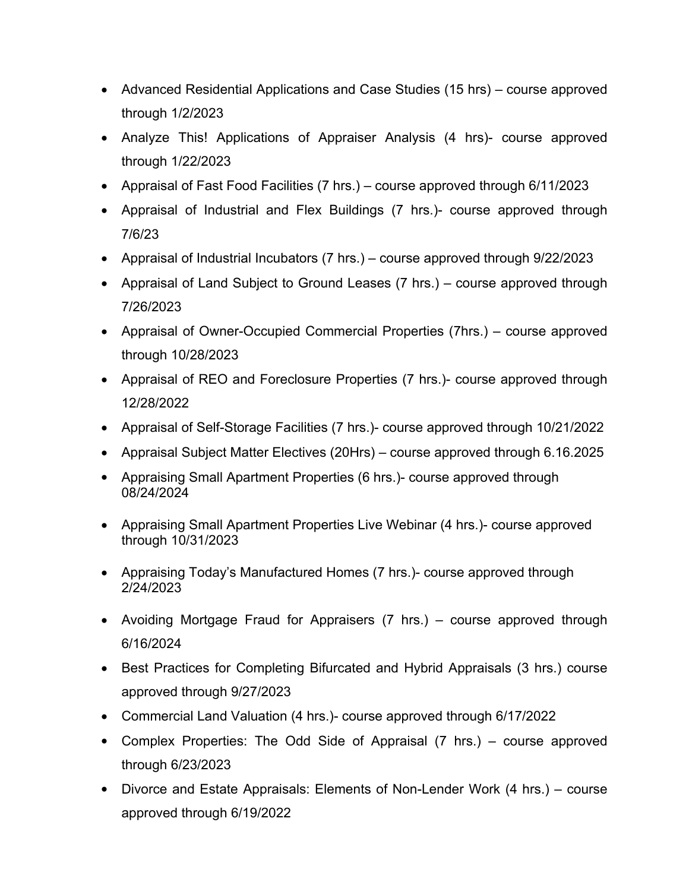- Advanced Residential Applications and Case Studies (15 hrs) – course approved through 1/2/2023
- Analyze This! Applications of Appraiser Analysis (4 hrs)- course approved through 1/22/2023
- Appraisal of Fast Food Facilities (7 hrs.) – course approved through 6/11/2023
- Appraisal of Industrial and Flex Buildings (7 hrs.)- course approved through 7/6/23
- Appraisal of Industrial Incubators (7 hrs.) – course approved through 9/22/2023
- Appraisal of Land Subject to Ground Leases (7 hrs.) – course approved through 7/26/2023
- Appraisal of Owner-Occupied Commercial Properties (7hrs.) – course approved through 10/28/2023
- Appraisal of REO and Foreclosure Properties (7 hrs.)- course approved through 12/28/2022
- Appraisal of Self-Storage Facilities (7 hrs.)- course approved through 10/21/2022
- Appraisal Subject Matter Electives (20Hrs) – course approved through 6.16.2025
- Appraising Small Apartment Properties (6 hrs.)- course approved through 08/24/2024
- Appraising Small Apartment Properties Live Webinar (4 hrs.)- course approved through 10/31/2023
- Appraising Today's Manufactured Homes (7 hrs.)- course approved through 2/24/2023
- Avoiding Mortgage Fraud for Appraisers (7 hrs.) – course approved through 6/16/2024
- Best Practices for Completing Bifurcated and Hybrid Appraisals (3 hrs.) course approved through 9/27/2023
- Commercial Land Valuation (4 hrs.)- course approved through 6/17/2022
- Complex Properties: The Odd Side of Appraisal (7 hrs.) – course approved through 6/23/2023
- Divorce and Estate Appraisals: Elements of Non-Lender Work (4 hrs.) – course approved through 6/19/2022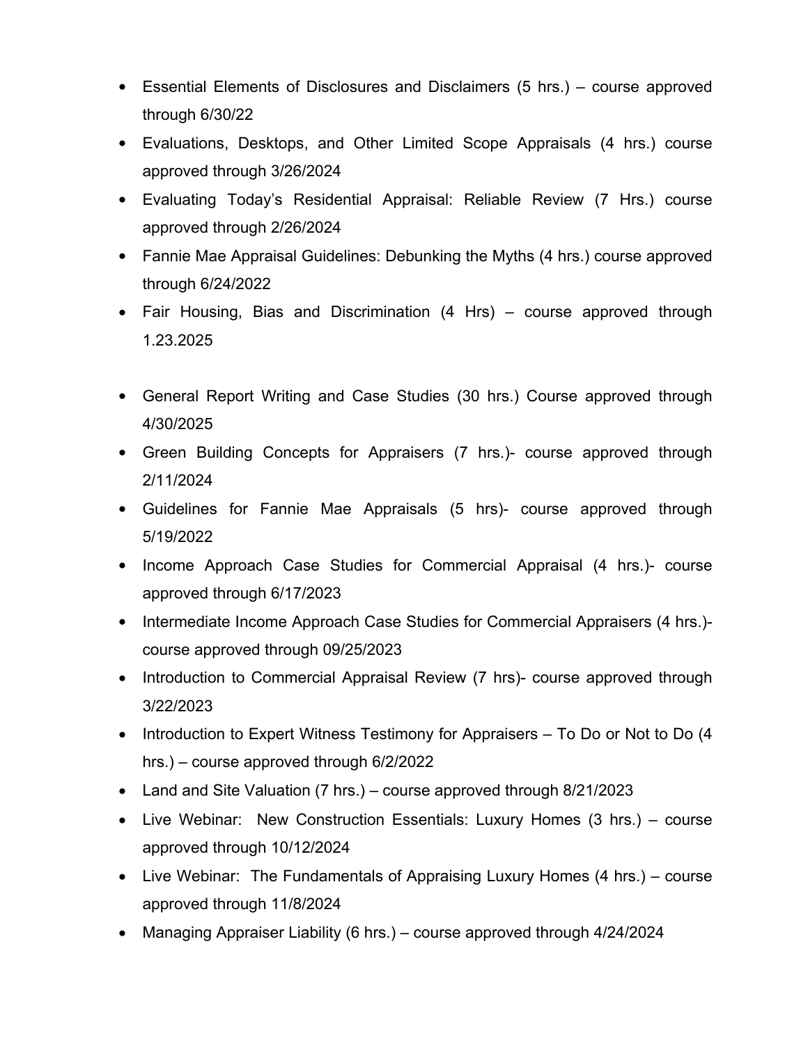- Essential Elements of Disclosures and Disclaimers (5 hrs.) – course approved through 6/30/22
- Evaluations, Desktops, and Other Limited Scope Appraisals (4 hrs.) course approved through 3/26/2024
- Evaluating Today's Residential Appraisal: Reliable Review (7 Hrs.) course approved through 2/26/2024
- Fannie Mae Appraisal Guidelines: Debunking the Myths (4 hrs.) course approved through 6/24/2022
- Fair Housing, Bias and Discrimination (4 Hrs) – course approved through 1.23.2025

- General Report Writing and Case Studies (30 hrs.) Course approved through 4/30/2025
- Green Building Concepts for Appraisers (7 hrs.)- course approved through 2/11/2024
- Guidelines for Fannie Mae Appraisals (5 hrs)- course approved through 5/19/2022
- Income Approach Case Studies for Commercial Appraisal (4 hrs.)- course approved through 6/17/2023
- Intermediate Income Approach Case Studies for Commercial Appraisers (4 hrs.)- course approved through 09/25/2023
- Introduction to Commercial Appraisal Review (7 hrs)- course approved through 3/22/2023
- Introduction to Expert Witness Testimony for Appraisers – To Do or Not to Do (4 hrs.) – course approved through 6/2/2022
- Land and Site Valuation (7 hrs.) – course approved through 8/21/2023
- Live Webinar: New Construction Essentials: Luxury Homes (3 hrs.) – course approved through 10/12/2024
- Live Webinar: The Fundamentals of Appraising Luxury Homes (4 hrs.) – course approved through 11/8/2024
- Managing Appraiser Liability (6 hrs.) – course approved through 4/24/2024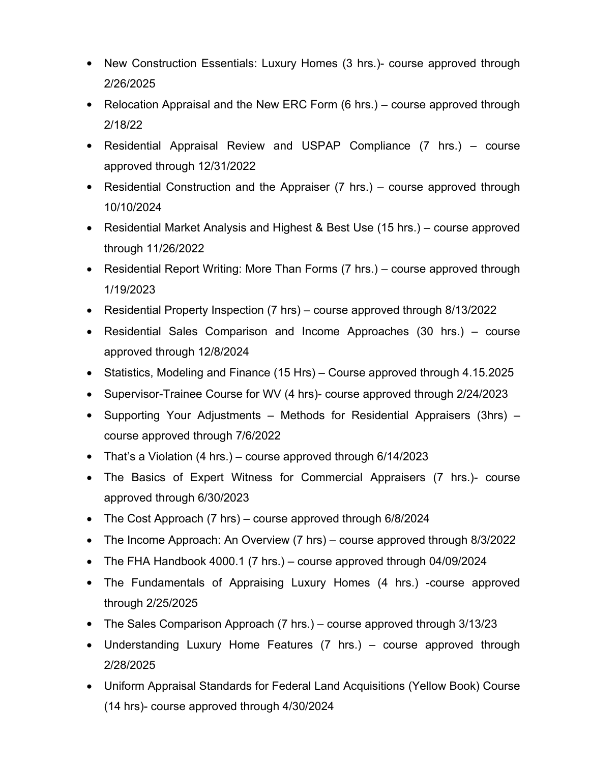- New Construction Essentials: Luxury Homes (3 hrs.)- course approved through 2/26/2025
- Relocation Appraisal and the New ERC Form (6 hrs.) – course approved through 2/18/22
- Residential Appraisal Review and USPAP Compliance (7 hrs.) – course approved through 12/31/2022
- Residential Construction and the Appraiser (7 hrs.) – course approved through 10/10/2024
- Residential Market Analysis and Highest & Best Use (15 hrs.) – course approved through 11/26/2022
- Residential Report Writing: More Than Forms (7 hrs.) – course approved through 1/19/2023
- Residential Property Inspection (7 hrs) – course approved through 8/13/2022
- Residential Sales Comparison and Income Approaches (30 hrs.) – course approved through 12/8/2024
- Statistics, Modeling and Finance (15 Hrs) – Course approved through 4.15.2025
- Supervisor-Trainee Course for WV (4 hrs)- course approved through 2/24/2023
- Supporting Your Adjustments – Methods for Residential Appraisers (3hrs) – course approved through 7/6/2022
- That's a Violation (4 hrs.) – course approved through 6/14/2023
- The Basics of Expert Witness for Commercial Appraisers (7 hrs.)- course approved through 6/30/2023
- The Cost Approach (7 hrs) – course approved through 6/8/2024
- The Income Approach: An Overview (7 hrs) – course approved through 8/3/2022
- The FHA Handbook 4000.1 (7 hrs.) – course approved through 04/09/2024
- The Fundamentals of Appraising Luxury Homes (4 hrs.) -course approved through 2/25/2025
- The Sales Comparison Approach (7 hrs.) – course approved through 3/13/23
- Understanding Luxury Home Features (7 hrs.) – course approved through 2/28/2025
- Uniform Appraisal Standards for Federal Land Acquisitions (Yellow Book) Course (14 hrs)- course approved through 4/30/2024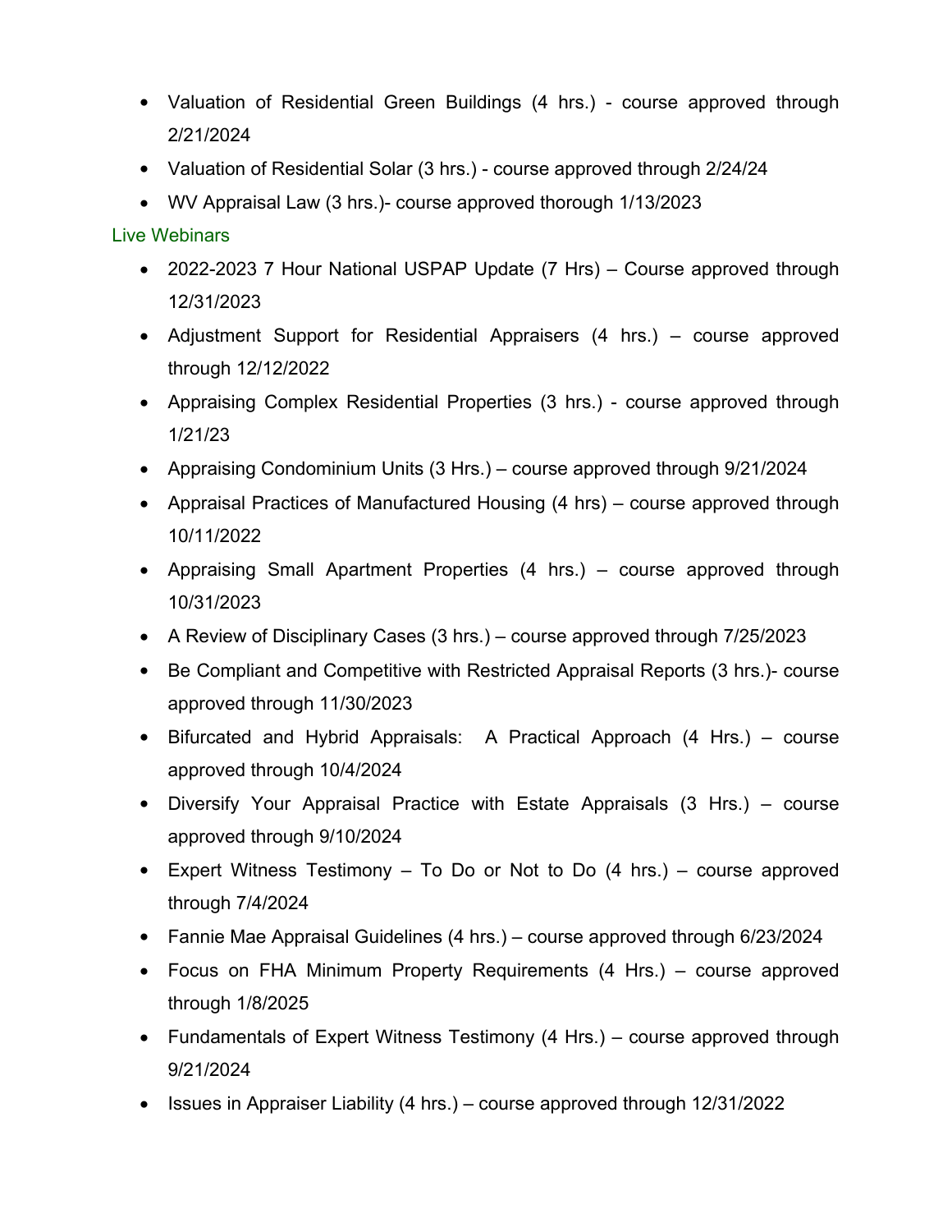- Valuation of Residential Green Buildings (4 hrs.) - course approved through 2/21/2024
- Valuation of Residential Solar (3 hrs.) - course approved through 2/24/24
- WV Appraisal Law (3 hrs.)- course approved thorough 1/13/2023

Live Webinars

- 2022-2023 7 Hour National USPAP Update (7 Hrs) – Course approved through 12/31/2023
- Adjustment Support for Residential Appraisers (4 hrs.) – course approved through 12/12/2022
- Appraising Complex Residential Properties (3 hrs.) - course approved through 1/21/23
- Appraising Condominium Units (3 Hrs.) – course approved through 9/21/2024
- Appraisal Practices of Manufactured Housing (4 hrs) – course approved through 10/11/2022
- Appraising Small Apartment Properties (4 hrs.) – course approved through 10/31/2023
- A Review of Disciplinary Cases (3 hrs.) – course approved through 7/25/2023
- Be Compliant and Competitive with Restricted Appraisal Reports (3 hrs.)- course approved through 11/30/2023
- Bifurcated and Hybrid Appraisals: A Practical Approach (4 Hrs.) – course approved through 10/4/2024
- Diversify Your Appraisal Practice with Estate Appraisals (3 Hrs.) – course approved through 9/10/2024
- Expert Witness Testimony – To Do or Not to Do (4 hrs.) – course approved through 7/4/2024
- Fannie Mae Appraisal Guidelines (4 hrs.) – course approved through 6/23/2024
- Focus on FHA Minimum Property Requirements (4 Hrs.) – course approved through 1/8/2025
- Fundamentals of Expert Witness Testimony (4 Hrs.) – course approved through 9/21/2024
- Issues in Appraiser Liability (4 hrs.) – course approved through 12/31/2022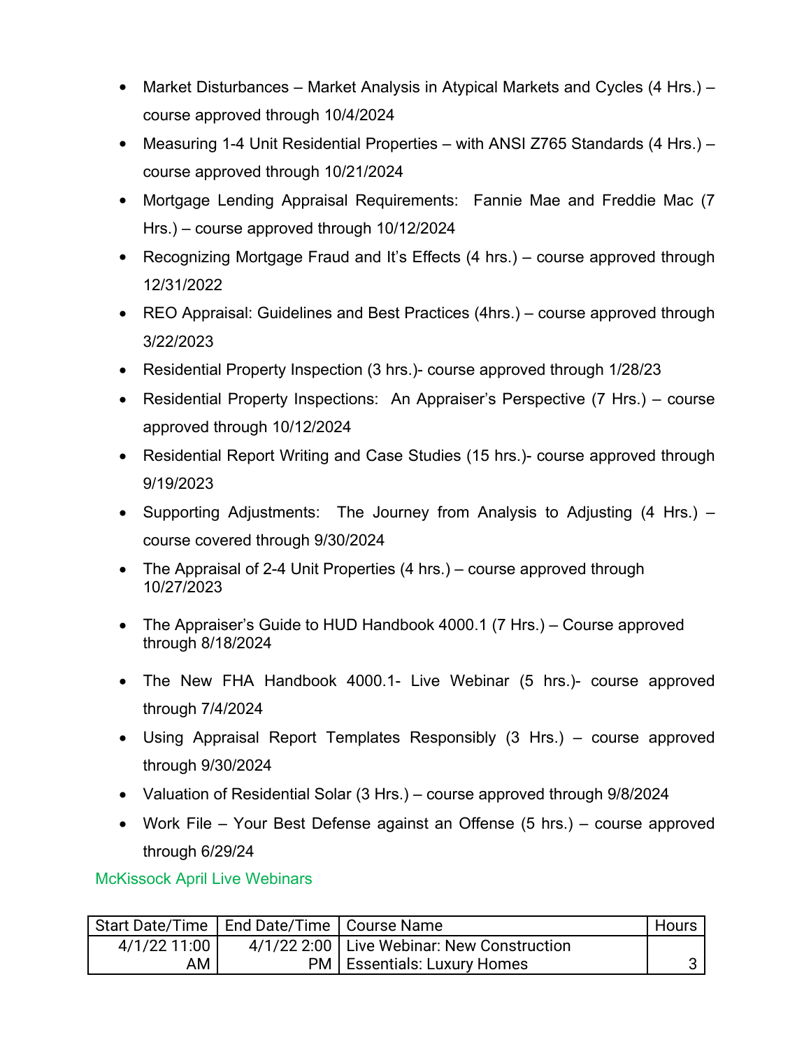- Market Disturbances – Market Analysis in Atypical Markets and Cycles (4 Hrs.) – course approved through 10/4/2024
- Measuring 1-4 Unit Residential Properties – with ANSI Z765 Standards (4 Hrs.) – course approved through 10/21/2024
- Mortgage Lending Appraisal Requirements: Fannie Mae and Freddie Mac (7 Hrs.) – course approved through 10/12/2024
- Recognizing Mortgage Fraud and It's Effects (4 hrs.) – course approved through 12/31/2022
- REO Appraisal: Guidelines and Best Practices (4hrs.) – course approved through 3/22/2023
- Residential Property Inspection (3 hrs.)- course approved through 1/28/23
- Residential Property Inspections: An Appraiser's Perspective (7 Hrs.) – course approved through 10/12/2024
- Residential Report Writing and Case Studies (15 hrs.)- course approved through 9/19/2023
- Supporting Adjustments: The Journey from Analysis to Adjusting (4 Hrs.) – course covered through 9/30/2024
- The Appraisal of 2-4 Unit Properties (4 hrs.) – course approved through 10/27/2023
- The Appraiser's Guide to HUD Handbook 4000.1 (7 Hrs.) – Course approved through 8/18/2024
- The New FHA Handbook 4000.1- Live Webinar (5 hrs.)- course approved through 7/4/2024
- Using Appraisal Report Templates Responsibly (3 Hrs.) – course approved through 9/30/2024
- Valuation of Residential Solar (3 Hrs.) – course approved through 9/8/2024
- Work File – Your Best Defense against an Offense (5 hrs.) – course approved through 6/29/24

McKissock April Live Webinars

| Start Date/Time | End Date/Time | Course Name | Hours |
|---|---|---|---|
| 4/1/22 11:00 AM | 4/1/22 2:00 PM | Live Webinar: New Construction Essentials: Luxury Homes | 3 |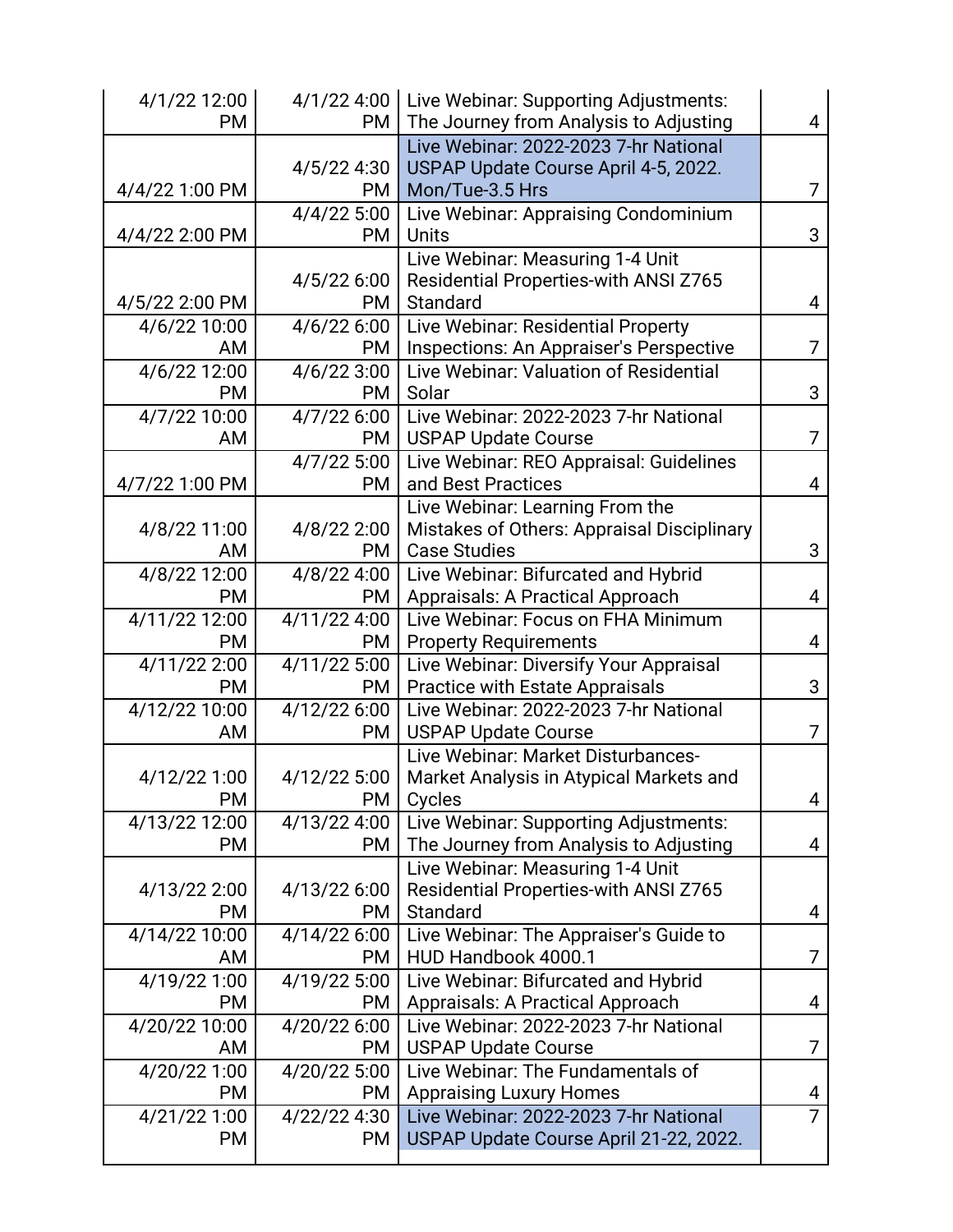| | | | |
|---|---|---|---|
| 4/1/22 12:00 PM | 4/1/22 4:00 PM | Live Webinar: Supporting Adjustments: The Journey from Analysis to Adjusting | 4 |
| 4/4/22 1:00 PM | 4/5/22 4:30 PM | Live Webinar: 2022-2023 7-hr National USPAP Update Course April 4-5, 2022. Mon/Tue-3.5 Hrs | 7 |
| 4/4/22 2:00 PM | 4/4/22 5:00 PM | Live Webinar: Appraising Condominium Units | 3 |
| 4/5/22 2:00 PM | 4/5/22 6:00 PM | Live Webinar: Measuring 1-4 Unit Residential Properties-with ANSI Z765 Standard | 4 |
| 4/6/22 10:00 AM | 4/6/22 6:00 PM | Live Webinar: Residential Property Inspections: An Appraiser's Perspective | 7 |
| 4/6/22 12:00 PM | 4/6/22 3:00 PM | Live Webinar: Valuation of Residential Solar | 3 |
| 4/7/22 10:00 AM | 4/7/22 6:00 PM | Live Webinar: 2022-2023 7-hr National USPAP Update Course | 7 |
| 4/7/22 1:00 PM | 4/7/22 5:00 PM | Live Webinar: REO Appraisal: Guidelines and Best Practices | 4 |
| 4/8/22 11:00 AM | 4/8/22 2:00 PM | Live Webinar: Learning From the Mistakes of Others: Appraisal Disciplinary Case Studies | 3 |
| 4/8/22 12:00 PM | 4/8/22 4:00 PM | Live Webinar: Bifurcated and Hybrid Appraisals: A Practical Approach | 4 |
| 4/11/22 12:00 PM | 4/11/22 4:00 PM | Live Webinar: Focus on FHA Minimum Property Requirements | 4 |
| 4/11/22 2:00 PM | 4/11/22 5:00 PM | Live Webinar: Diversify Your Appraisal Practice with Estate Appraisals | 3 |
| 4/12/22 10:00 AM | 4/12/22 6:00 PM | Live Webinar: 2022-2023 7-hr National USPAP Update Course | 7 |
| 4/12/22 1:00 PM | 4/12/22 5:00 PM | Live Webinar: Market Disturbances-Market Analysis in Atypical Markets and Cycles | 4 |
| 4/13/22 12:00 PM | 4/13/22 4:00 PM | Live Webinar: Supporting Adjustments: The Journey from Analysis to Adjusting | 4 |
| 4/13/22 2:00 PM | 4/13/22 6:00 PM | Live Webinar: Measuring 1-4 Unit Residential Properties-with ANSI Z765 Standard | 4 |
| 4/14/22 10:00 AM | 4/14/22 6:00 PM | Live Webinar: The Appraiser's Guide to HUD Handbook 4000.1 | 7 |
| 4/19/22 1:00 PM | 4/19/22 5:00 PM | Live Webinar: Bifurcated and Hybrid Appraisals: A Practical Approach | 4 |
| 4/20/22 10:00 AM | 4/20/22 6:00 PM | Live Webinar: 2022-2023 7-hr National USPAP Update Course | 7 |
| 4/20/22 1:00 PM | 4/20/22 5:00 PM | Live Webinar: The Fundamentals of Appraising Luxury Homes | 4 |
| 4/21/22 1:00 PM | 4/22/22 4:30 PM | Live Webinar: 2022-2023 7-hr National USPAP Update Course April 21-22, 2022. | 7 |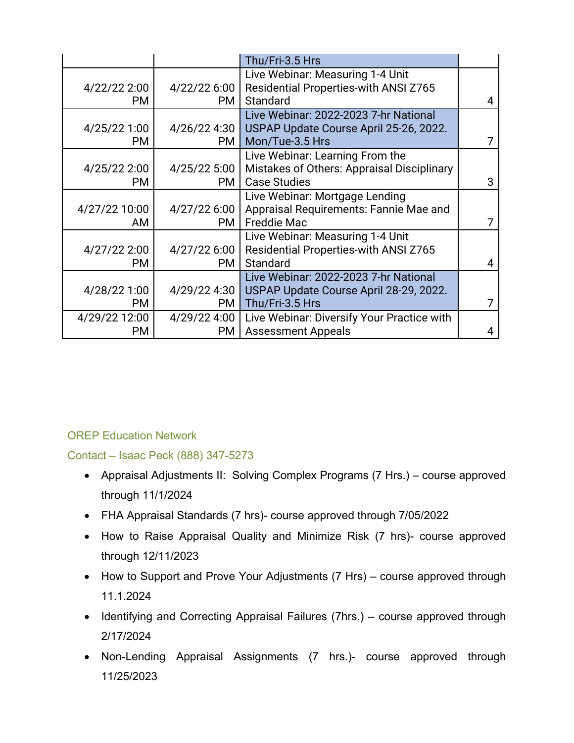| | | | |
|---|---|---|---|
| | | Thu/Fri-3.5 Hrs | |
| 4/22/22 2:00 PM | 4/22/22 6:00 PM | Live Webinar: Measuring 1-4 Unit Residential Properties-with ANSI Z765 Standard | 4 |
| 4/25/22 1:00 PM | 4/26/22 4:30 PM | Live Webinar: 2022-2023 7-hr National USPAP Update Course April 25-26, 2022. Mon/Tue-3.5 Hrs | 7 |
| 4/25/22 2:00 PM | 4/25/22 5:00 PM | Live Webinar: Learning From the Mistakes of Others: Appraisal Disciplinary Case Studies | 3 |
| 4/27/22 10:00 AM | 4/27/22 6:00 PM | Live Webinar: Mortgage Lending Appraisal Requirements: Fannie Mae and Freddie Mac | 7 |
| 4/27/22 2:00 PM | 4/27/22 6:00 PM | Live Webinar: Measuring 1-4 Unit Residential Properties-with ANSI Z765 Standard | 4 |
| 4/28/22 1:00 PM | 4/29/22 4:30 PM | Live Webinar: 2022-2023 7-hr National USPAP Update Course April 28-29, 2022. Thu/Fri-3.5 Hrs | 7 |
| 4/29/22 12:00 PM | 4/29/22 4:00 PM | Live Webinar: Diversify Your Practice with Assessment Appeals | 4 |

OREP Education Network

Contact – Isaac Peck (888) 347-5273

- Appraisal Adjustments II: Solving Complex Programs (7 Hrs.) – course approved through 11/1/2024
- FHA Appraisal Standards (7 hrs)- course approved through 7/05/2022
- How to Raise Appraisal Quality and Minimize Risk (7 hrs)- course approved through 12/11/2023
- How to Support and Prove Your Adjustments (7 Hrs) – course approved through 11.1.2024
- Identifying and Correcting Appraisal Failures (7hrs.) – course approved through 2/17/2024
- Non-Lending Appraisal Assignments (7 hrs.)- course approved through 11/25/2023